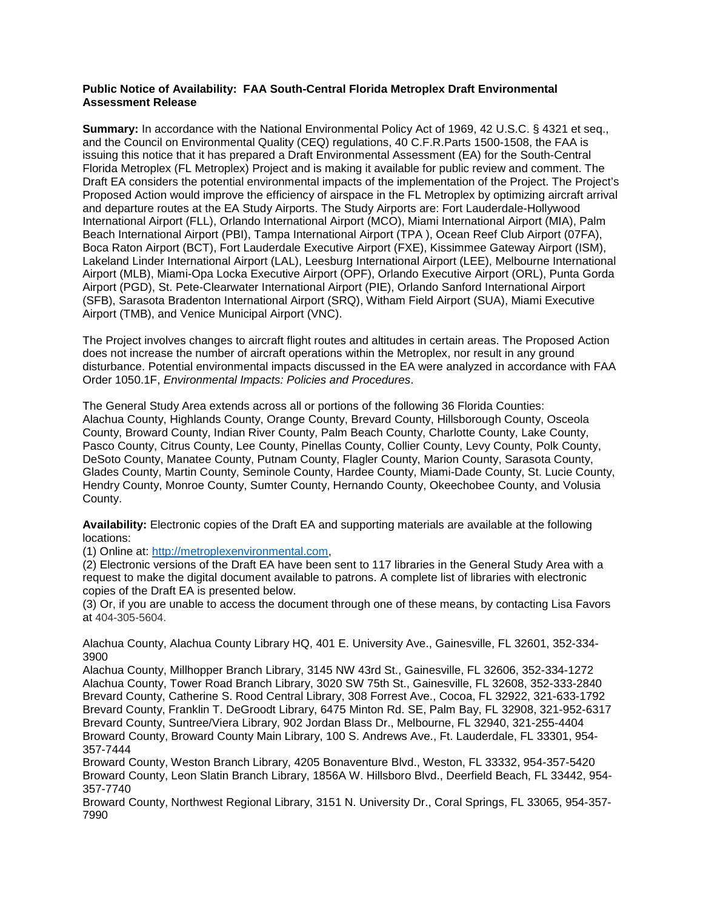**Public Notice of Availability: FAA South-Central Florida Metroplex Draft Environmental Assessment Release**

**Summary:** In accordance with the National Environmental Policy Act of 1969, 42 U.S.C. § 4321 et seq., and the Council on Environmental Quality (CEQ) regulations, 40 C.F.R.Parts 1500-1508, the FAA is issuing this notice that it has prepared a Draft Environmental Assessment (EA) for the South-Central Florida Metroplex (FL Metroplex) Project and is making it available for public review and comment. The Draft EA considers the potential environmental impacts of the implementation of the Project. The Project's Proposed Action would improve the efficiency of airspace in the FL Metroplex by optimizing aircraft arrival and departure routes at the EA Study Airports. The Study Airports are: Fort Lauderdale-Hollywood International Airport (FLL), Orlando International Airport (MCO), Miami International Airport (MIA), Palm Beach International Airport (PBI), Tampa International Airport (TPA ), Ocean Reef Club Airport (07FA), Boca Raton Airport (BCT), Fort Lauderdale Executive Airport (FXE), Kissimmee Gateway Airport (ISM), Lakeland Linder International Airport (LAL), Leesburg International Airport (LEE), Melbourne International Airport (MLB), Miami-Opa Locka Executive Airport (OPF), Orlando Executive Airport (ORL), Punta Gorda Airport (PGD), St. Pete-Clearwater International Airport (PIE), Orlando Sanford International Airport (SFB), Sarasota Bradenton International Airport (SRQ), Witham Field Airport (SUA), Miami Executive Airport (TMB), and Venice Municipal Airport (VNC).

The Project involves changes to aircraft flight routes and altitudes in certain areas. The Proposed Action does not increase the number of aircraft operations within the Metroplex, nor result in any ground disturbance. Potential environmental impacts discussed in the EA were analyzed in accordance with FAA Order 1050.1F, *Environmental Impacts: Policies and Procedures*.

The General Study Area extends across all or portions of the following 36 Florida Counties: Alachua County, Highlands County, Orange County, Brevard County, Hillsborough County, Osceola County, Broward County, Indian River County, Palm Beach County, Charlotte County, Lake County, Pasco County, Citrus County, Lee County, Pinellas County, Collier County, Levy County, Polk County, DeSoto County, Manatee County, Putnam County, Flagler County, Marion County, Sarasota County, Glades County, Martin County, Seminole County, Hardee County, Miami-Dade County, St. Lucie County, Hendry County, Monroe County, Sumter County, Hernando County, Okeechobee County, and Volusia County.

**Availability:** Electronic copies of the Draft EA and supporting materials are available at the following locations:
(1) Online at: [http://metroplexenvironmental.com](http://metroplexenvironmental.com),
(2) Electronic versions of the Draft EA have been sent to 117 libraries in the General Study Area with a request to make the digital document available to patrons. A complete list of libraries with electronic copies of the Draft EA is presented below.
(3) Or, if you are unable to access the document through one of these means, by contacting Lisa Favors at 404-305-5604.

Alachua County, Alachua County Library HQ, 401 E. University Ave., Gainesville, FL 32601, 352-334-3900
Alachua County, Millhopper Branch Library, 3145 NW 43rd St., Gainesville, FL 32606, 352-334-1272
Alachua County, Tower Road Branch Library, 3020 SW 75th St., Gainesville, FL 32608, 352-333-2840
Brevard County, Catherine S. Rood Central Library, 308 Forrest Ave., Cocoa, FL 32922, 321-633-1792
Brevard County, Franklin T. DeGroodt Library, 6475 Minton Rd. SE, Palm Bay, FL 32908, 321-952-6317
Brevard County, Suntree/Viera Library, 902 Jordan Blass Dr., Melbourne, FL 32940, 321-255-4404
Broward County, Broward County Main Library, 100 S. Andrews Ave., Ft. Lauderdale, FL 33301, 954-357-7444
Broward County, Weston Branch Library, 4205 Bonaventure Blvd., Weston, FL 33332, 954-357-5420
Broward County, Leon Slatin Branch Library, 1856A W. Hillsboro Blvd., Deerfield Beach, FL 33442, 954-357-7740
Broward County, Northwest Regional Library, 3151 N. University Dr., Coral Springs, FL 33065, 954-357-7990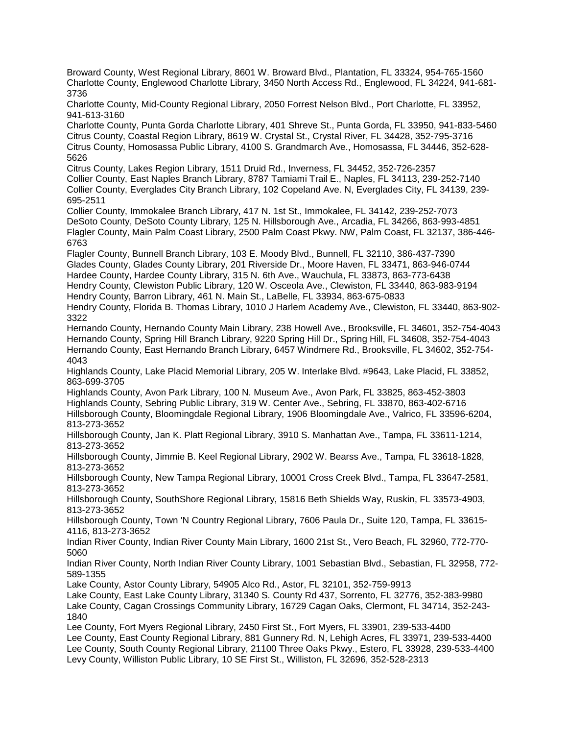Broward County, West Regional Library, 8601 W. Broward Blvd., Plantation, FL 33324, 954-765-1560
Charlotte County, Englewood Charlotte Library, 3450 North Access Rd., Englewood, FL 34224, 941-681-3736
Charlotte County, Mid-County Regional Library, 2050 Forrest Nelson Blvd., Port Charlotte, FL 33952, 941-613-3160
Charlotte County, Punta Gorda Charlotte Library, 401 Shreve St., Punta Gorda, FL 33950, 941-833-5460
Citrus County, Coastal Region Library, 8619 W. Crystal St., Crystal River, FL 34428, 352-795-3716
Citrus County, Homosassa Public Library, 4100 S. Grandmarch Ave., Homosassa, FL 34446, 352-628-5626
Citrus County, Lakes Region Library, 1511 Druid Rd., Inverness, FL 34452, 352-726-2357
Collier County, East Naples Branch Library, 8787 Tamiami Trail E., Naples, FL 34113, 239-252-7140
Collier County, Everglades City Branch Library, 102 Copeland Ave. N, Everglades City, FL 34139, 239-695-2511
Collier County, Immokalee Branch Library, 417 N. 1st St., Immokalee, FL 34142, 239-252-7073
DeSoto County, DeSoto County Library, 125 N. Hillsborough Ave., Arcadia, FL 34266, 863-993-4851
Flagler County, Main Palm Coast Library, 2500 Palm Coast Pkwy. NW, Palm Coast, FL 32137, 386-446-6763
Flagler County, Bunnell Branch Library, 103 E. Moody Blvd., Bunnell, FL 32110, 386-437-7390
Glades County, Glades County Library, 201 Riverside Dr., Moore Haven, FL 33471, 863-946-0744
Hardee County, Hardee County Library, 315 N. 6th Ave., Wauchula, FL 33873, 863-773-6438
Hendry County, Clewiston Public Library, 120 W. Osceola Ave., Clewiston, FL 33440, 863-983-9194
Hendry County, Barron Library, 461 N. Main St., LaBelle, FL 33934, 863-675-0833
Hendry County, Florida B. Thomas Library, 1010 J Harlem Academy Ave., Clewiston, FL 33440, 863-902-3322
Hernando County, Hernando County Main Library, 238 Howell Ave., Brooksville, FL 34601, 352-754-4043
Hernando County, Spring Hill Branch Library, 9220 Spring Hill Dr., Spring Hill, FL 34608, 352-754-4043
Hernando County, East Hernando Branch Library, 6457 Windmere Rd., Brooksville, FL 34602, 352-754-4043
Highlands County, Lake Placid Memorial Library, 205 W. Interlake Blvd. #9643, Lake Placid, FL 33852, 863-699-3705
Highlands County, Avon Park Library, 100 N. Museum Ave., Avon Park, FL 33825, 863-452-3803
Highlands County, Sebring Public Library, 319 W. Center Ave., Sebring, FL 33870, 863-402-6716
Hillsborough County, Bloomingdale Regional Library, 1906 Bloomingdale Ave., Valrico, FL 33596-6204, 813-273-3652
Hillsborough County, Jan K. Platt Regional Library, 3910 S. Manhattan Ave., Tampa, FL 33611-1214, 813-273-3652
Hillsborough County, Jimmie B. Keel Regional Library, 2902 W. Bearss Ave., Tampa, FL 33618-1828, 813-273-3652
Hillsborough County, New Tampa Regional Library, 10001 Cross Creek Blvd., Tampa, FL 33647-2581, 813-273-3652
Hillsborough County, SouthShore Regional Library, 15816 Beth Shields Way, Ruskin, FL 33573-4903, 813-273-3652
Hillsborough County, Town 'N Country Regional Library, 7606 Paula Dr., Suite 120, Tampa, FL 33615-4116, 813-273-3652
Indian River County, Indian River County Main Library, 1600 21st St., Vero Beach, FL 32960, 772-770-5060
Indian River County, North Indian River County Library, 1001 Sebastian Blvd., Sebastian, FL 32958, 772-589-1355
Lake County, Astor County Library, 54905 Alco Rd., Astor, FL 32101, 352-759-9913
Lake County, East Lake County Library, 31340 S. County Rd 437, Sorrento, FL 32776, 352-383-9980
Lake County, Cagan Crossings Community Library, 16729 Cagan Oaks, Clermont, FL 34714, 352-243-1840
Lee County, Fort Myers Regional Library, 2450 First St., Fort Myers, FL 33901, 239-533-4400
Lee County, East County Regional Library, 881 Gunnery Rd. N, Lehigh Acres, FL 33971, 239-533-4400
Lee County, South County Regional Library, 21100 Three Oaks Pkwy., Estero, FL 33928, 239-533-4400
Levy County, Williston Public Library, 10 SE First St., Williston, FL 32696, 352-528-2313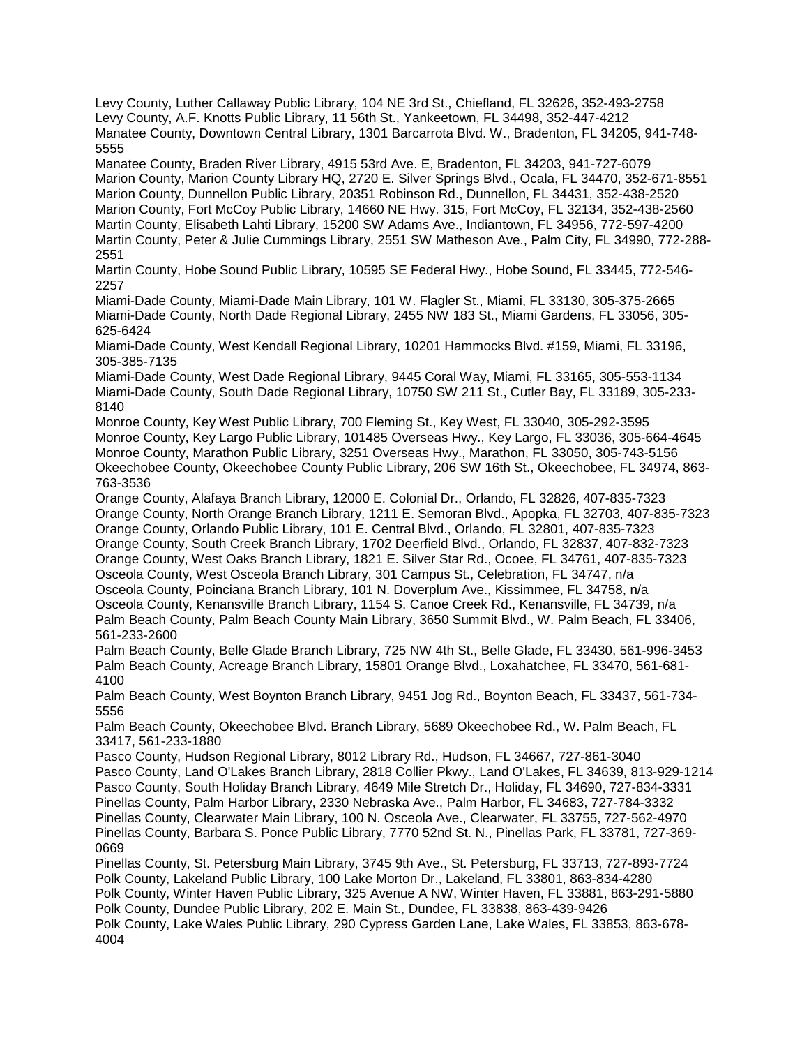Levy County, Luther Callaway Public Library, 104 NE 3rd St., Chiefland, FL 32626, 352-493-2758
Levy County, A.F. Knotts Public Library, 11 56th St., Yankeetown, FL 34498, 352-447-4212
Manatee County, Downtown Central Library, 1301 Barcarrota Blvd. W., Bradenton, FL 34205, 941-748-5555
Manatee County, Braden River Library, 4915 53rd Ave. E, Bradenton, FL 34203, 941-727-6079
Marion County, Marion County Library HQ, 2720 E. Silver Springs Blvd., Ocala, FL 34470, 352-671-8551
Marion County, Dunnellon Public Library, 20351 Robinson Rd., Dunnellon, FL 34431, 352-438-2520
Marion County, Fort McCoy Public Library, 14660 NE Hwy. 315, Fort McCoy, FL 32134, 352-438-2560
Martin County, Elisabeth Lahti Library, 15200 SW Adams Ave., Indiantown, FL 34956, 772-597-4200
Martin County, Peter & Julie Cummings Library, 2551 SW Matheson Ave., Palm City, FL 34990, 772-288-2551
Martin County, Hobe Sound Public Library, 10595 SE Federal Hwy., Hobe Sound, FL 33445, 772-546-2257
Miami-Dade County, Miami-Dade Main Library, 101 W. Flagler St., Miami, FL 33130, 305-375-2665
Miami-Dade County, North Dade Regional Library, 2455 NW 183 St., Miami Gardens, FL 33056, 305-625-6424
Miami-Dade County, West Kendall Regional Library, 10201 Hammocks Blvd. #159, Miami, FL 33196, 305-385-7135
Miami-Dade County, West Dade Regional Library, 9445 Coral Way, Miami, FL 33165, 305-553-1134
Miami-Dade County, South Dade Regional Library, 10750 SW 211 St., Cutler Bay, FL 33189, 305-233-8140
Monroe County, Key West Public Library, 700 Fleming St., Key West, FL 33040, 305-292-3595
Monroe County, Key Largo Public Library, 101485 Overseas Hwy., Key Largo, FL 33036, 305-664-4645
Monroe County, Marathon Public Library, 3251 Overseas Hwy., Marathon, FL 33050, 305-743-5156
Okeechobee County, Okeechobee County Public Library, 206 SW 16th St., Okeechobee, FL 34974, 863-763-3536
Orange County, Alafaya Branch Library, 12000 E. Colonial Dr., Orlando, FL 32826, 407-835-7323
Orange County, North Orange Branch Library, 1211 E. Semoran Blvd., Apopka, FL 32703, 407-835-7323
Orange County, Orlando Public Library, 101 E. Central Blvd., Orlando, FL 32801, 407-835-7323
Orange County, South Creek Branch Library, 1702 Deerfield Blvd., Orlando, FL 32837, 407-832-7323
Orange County, West Oaks Branch Library, 1821 E. Silver Star Rd., Ocoee, FL 34761, 407-835-7323
Osceola County, West Osceola Branch Library, 301 Campus St., Celebration, FL 34747, n/a
Osceola County, Poinciana Branch Library, 101 N. Doverplum Ave., Kissimmee, FL 34758, n/a
Osceola County, Kenansville Branch Library, 1154 S. Canoe Creek Rd., Kenansville, FL 34739, n/a
Palm Beach County, Palm Beach County Main Library, 3650 Summit Blvd., W. Palm Beach, FL 33406, 561-233-2600
Palm Beach County, Belle Glade Branch Library, 725 NW 4th St., Belle Glade, FL 33430, 561-996-3453
Palm Beach County, Acreage Branch Library, 15801 Orange Blvd., Loxahatchee, FL 33470, 561-681-4100
Palm Beach County, West Boynton Branch Library, 9451 Jog Rd., Boynton Beach, FL 33437, 561-734-5556
Palm Beach County, Okeechobee Blvd. Branch Library, 5689 Okeechobee Rd., W. Palm Beach, FL 33417, 561-233-1880
Pasco County, Hudson Regional Library, 8012 Library Rd., Hudson, FL 34667, 727-861-3040
Pasco County, Land O'Lakes Branch Library, 2818 Collier Pkwy., Land O'Lakes, FL 34639, 813-929-1214
Pasco County, South Holiday Branch Library, 4649 Mile Stretch Dr., Holiday, FL 34690, 727-834-3331
Pinellas County, Palm Harbor Library, 2330 Nebraska Ave., Palm Harbor, FL 34683, 727-784-3332
Pinellas County, Clearwater Main Library, 100 N. Osceola Ave., Clearwater, FL 33755, 727-562-4970
Pinellas County, Barbara S. Ponce Public Library, 7770 52nd St. N., Pinellas Park, FL 33781, 727-369-0669
Pinellas County, St. Petersburg Main Library, 3745 9th Ave., St. Petersburg, FL 33713, 727-893-7724
Polk County, Lakeland Public Library, 100 Lake Morton Dr., Lakeland, FL 33801, 863-834-4280
Polk County, Winter Haven Public Library, 325 Avenue A NW, Winter Haven, FL 33881, 863-291-5880
Polk County, Dundee Public Library, 202 E. Main St., Dundee, FL 33838, 863-439-9426
Polk County, Lake Wales Public Library, 290 Cypress Garden Lane, Lake Wales, FL 33853, 863-678-4004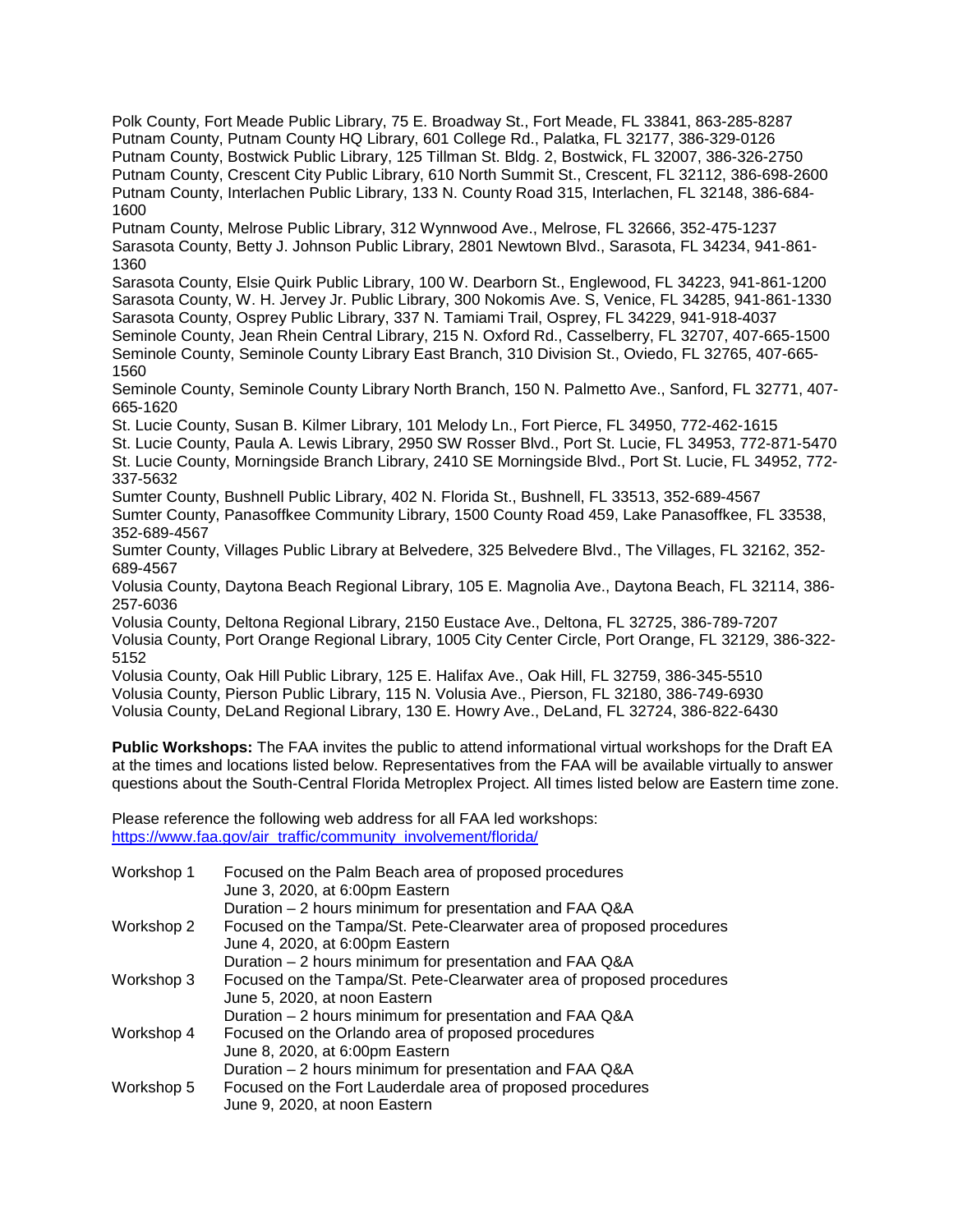Polk County, Fort Meade Public Library, 75 E. Broadway St., Fort Meade, FL 33841, 863-285-8287
Putnam County, Putnam County HQ Library, 601 College Rd., Palatka, FL 32177, 386-329-0126
Putnam County, Bostwick Public Library, 125 Tillman St. Bldg. 2, Bostwick, FL 32007, 386-326-2750
Putnam County, Crescent City Public Library, 610 North Summit St., Crescent, FL 32112, 386-698-2600
Putnam County, Interlachen Public Library, 133 N. County Road 315, Interlachen, FL 32148, 386-684-1600
Putnam County, Melrose Public Library, 312 Wynnwood Ave., Melrose, FL 32666, 352-475-1237
Sarasota County, Betty J. Johnson Public Library, 2801 Newtown Blvd., Sarasota, FL 34234, 941-861-1360
Sarasota County, Elsie Quirk Public Library, 100 W. Dearborn St., Englewood, FL 34223, 941-861-1200
Sarasota County, W. H. Jervey Jr. Public Library, 300 Nokomis Ave. S, Venice, FL 34285, 941-861-1330
Sarasota County, Osprey Public Library, 337 N. Tamiami Trail, Osprey, FL 34229, 941-918-4037
Seminole County, Jean Rhein Central Library, 215 N. Oxford Rd., Casselberry, FL 32707, 407-665-1500
Seminole County, Seminole County Library East Branch, 310 Division St., Oviedo, FL 32765, 407-665-1560
Seminole County, Seminole County Library North Branch, 150 N. Palmetto Ave., Sanford, FL 32771, 407-665-1620
St. Lucie County, Susan B. Kilmer Library, 101 Melody Ln., Fort Pierce, FL 34950, 772-462-1615
St. Lucie County, Paula A. Lewis Library, 2950 SW Rosser Blvd., Port St. Lucie, FL 34953, 772-871-5470
St. Lucie County, Morningside Branch Library, 2410 SE Morningside Blvd., Port St. Lucie, FL 34952, 772-337-5632
Sumter County, Bushnell Public Library, 402 N. Florida St., Bushnell, FL 33513, 352-689-4567
Sumter County, Panasoffkee Community Library, 1500 County Road 459, Lake Panasoffkee, FL 33538, 352-689-4567
Sumter County, Villages Public Library at Belvedere, 325 Belvedere Blvd., The Villages, FL 32162, 352-689-4567
Volusia County, Daytona Beach Regional Library, 105 E. Magnolia Ave., Daytona Beach, FL 32114, 386-257-6036
Volusia County, Deltona Regional Library, 2150 Eustace Ave., Deltona, FL 32725, 386-789-7207
Volusia County, Port Orange Regional Library, 1005 City Center Circle, Port Orange, FL 32129, 386-322-5152
Volusia County, Oak Hill Public Library, 125 E. Halifax Ave., Oak Hill, FL 32759, 386-345-5510
Volusia County, Pierson Public Library, 115 N. Volusia Ave., Pierson, FL 32180, 386-749-6930
Volusia County, DeLand Regional Library, 130 E. Howry Ave., DeLand, FL 32724, 386-822-6430

**Public Workshops:** The FAA invites the public to attend informational virtual workshops for the Draft EA at the times and locations listed below. Representatives from the FAA will be available virtually to answer questions about the South-Central Florida Metroplex Project. All times listed below are Eastern time zone.

Please reference the following web address for all FAA led workshops:
https://www.faa.gov/air_traffic/community_involvement/florida/

Workshop 1
Focused on the Palm Beach area of proposed procedures
June 3, 2020, at 6:00pm Eastern
Duration – 2 hours minimum for presentation and FAA Q&A

Workshop 2
Focused on the Tampa/St. Pete-Clearwater area of proposed procedures
June 4, 2020, at 6:00pm Eastern
Duration – 2 hours minimum for presentation and FAA Q&A

Workshop 3
Focused on the Tampa/St. Pete-Clearwater area of proposed procedures
June 5, 2020, at noon Eastern
Duration – 2 hours minimum for presentation and FAA Q&A

Workshop 4
Focused on the Orlando area of proposed procedures
June 8, 2020, at 6:00pm Eastern
Duration – 2 hours minimum for presentation and FAA Q&A

Workshop 5
Focused on the Fort Lauderdale area of proposed procedures
June 9, 2020, at noon Eastern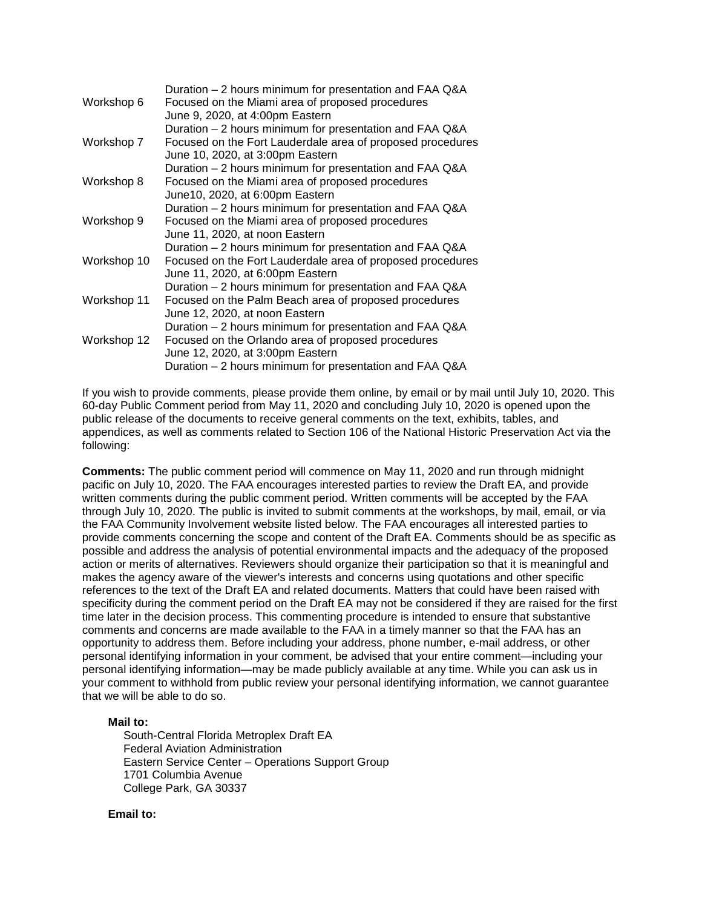| | |
|---|---|
| | Duration – 2 hours minimum for presentation and FAA Q&A |
| Workshop 6 | Focused on the Miami area of proposed procedures<br>June 9, 2020, at 4:00pm Eastern<br>Duration – 2 hours minimum for presentation and FAA Q&A |
| Workshop 7 | Focused on the Fort Lauderdale area of proposed procedures<br>June 10, 2020, at 3:00pm Eastern<br>Duration – 2 hours minimum for presentation and FAA Q&A |
| Workshop 8 | Focused on the Miami area of proposed procedures<br>June10, 2020, at 6:00pm Eastern<br>Duration – 2 hours minimum for presentation and FAA Q&A |
| Workshop 9 | Focused on the Miami area of proposed procedures<br>June 11, 2020, at noon Eastern<br>Duration – 2 hours minimum for presentation and FAA Q&A |
| Workshop 10 | Focused on the Fort Lauderdale area of proposed procedures<br>June 11, 2020, at 6:00pm Eastern<br>Duration – 2 hours minimum for presentation and FAA Q&A |
| Workshop 11 | Focused on the Palm Beach area of proposed procedures<br>June 12, 2020, at noon Eastern<br>Duration – 2 hours minimum for presentation and FAA Q&A |
| Workshop 12 | Focused on the Orlando area of proposed procedures<br>June 12, 2020, at 3:00pm Eastern<br>Duration – 2 hours minimum for presentation and FAA Q&A |

If you wish to provide comments, please provide them online, by email or by mail until July 10, 2020. This 60-day Public Comment period from May 11, 2020 and concluding July 10, 2020 is opened upon the public release of the documents to receive general comments on the text, exhibits, tables, and appendices, as well as comments related to Section 106 of the National Historic Preservation Act via the following:

**Comments:** The public comment period will commence on May 11, 2020 and run through midnight pacific on July 10, 2020. The FAA encourages interested parties to review the Draft EA, and provide written comments during the public comment period. Written comments will be accepted by the FAA through July 10, 2020. The public is invited to submit comments at the workshops, by mail, email, or via the FAA Community Involvement website listed below. The FAA encourages all interested parties to provide comments concerning the scope and content of the Draft EA. Comments should be as specific as possible and address the analysis of potential environmental impacts and the adequacy of the proposed action or merits of alternatives. Reviewers should organize their participation so that it is meaningful and makes the agency aware of the viewer's interests and concerns using quotations and other specific references to the text of the Draft EA and related documents. Matters that could have been raised with specificity during the comment period on the Draft EA may not be considered if they are raised for the first time later in the decision process. This commenting procedure is intended to ensure that substantive comments and concerns are made available to the FAA in a timely manner so that the FAA has an opportunity to address them. Before including your address, phone number, e-mail address, or other personal identifying information in your comment, be advised that your entire comment—including your personal identifying information—may be made publicly available at any time. While you can ask us in your comment to withhold from public review your personal identifying information, we cannot guarantee that we will be able to do so.

**Mail to:**

South-Central Florida Metroplex Draft EA
Federal Aviation Administration
Eastern Service Center – Operations Support Group
1701 Columbia Avenue
College Park, GA 30337

**Email to:**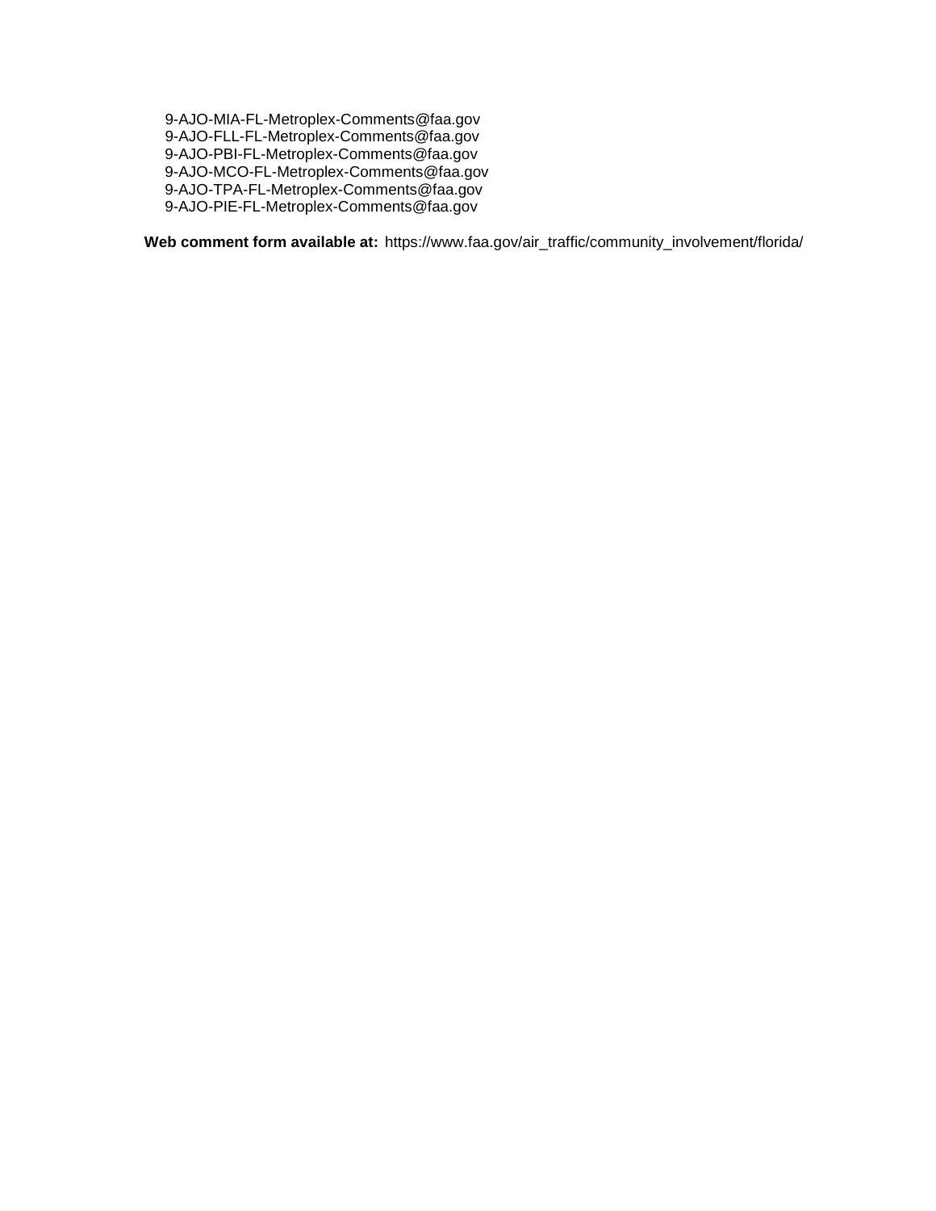9-AJO-MIA-FL-Metroplex-Comments@faa.gov
9-AJO-FLL-FL-Metroplex-Comments@faa.gov
9-AJO-PBI-FL-Metroplex-Comments@faa.gov
9-AJO-MCO-FL-Metroplex-Comments@faa.gov
9-AJO-TPA-FL-Metroplex-Comments@faa.gov
9-AJO-PIE-FL-Metroplex-Comments@faa.gov

**Web comment form available at:** https://www.faa.gov/air_traffic/community_involvement/florida/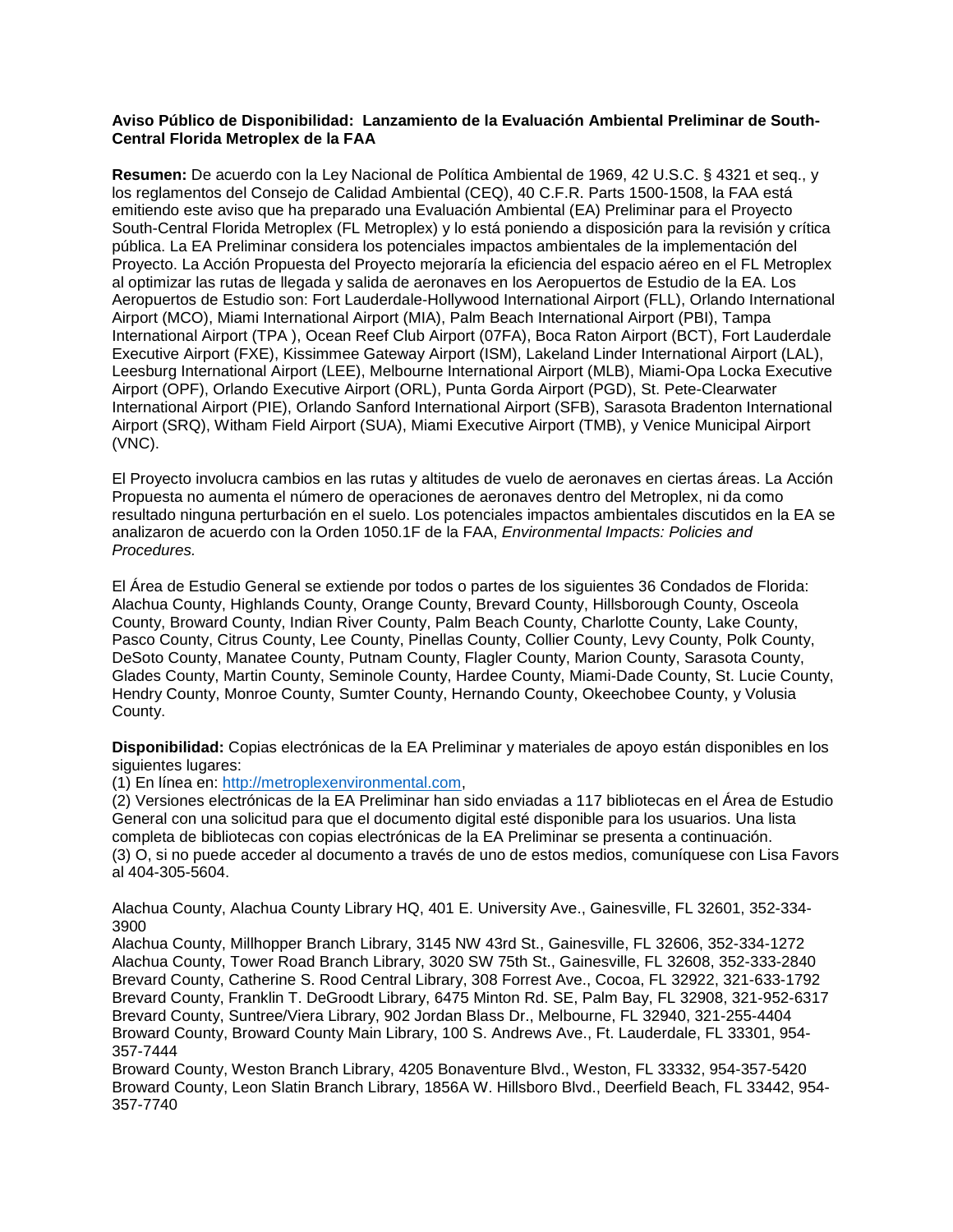**Aviso Público de Disponibilidad: Lanzamiento de la Evaluación Ambiental Preliminar de South-Central Florida Metroplex de la FAA**

**Resumen:** De acuerdo con la Ley Nacional de Política Ambiental de 1969, 42 U.S.C. § 4321 et seq., y los reglamentos del Consejo de Calidad Ambiental (CEQ), 40 C.F.R. Parts 1500-1508, la FAA está emitiendo este aviso que ha preparado una Evaluación Ambiental (EA) Preliminar para el Proyecto South-Central Florida Metroplex (FL Metroplex) y lo está poniendo a disposición para la revisión y crítica pública. La EA Preliminar considera los potenciales impactos ambientales de la implementación del Proyecto. La Acción Propuesta del Proyecto mejoraría la eficiencia del espacio aéreo en el FL Metroplex al optimizar las rutas de llegada y salida de aeronaves en los Aeropuertos de Estudio de la EA. Los Aeropuertos de Estudio son: Fort Lauderdale-Hollywood International Airport (FLL), Orlando International Airport (MCO), Miami International Airport (MIA), Palm Beach International Airport (PBI), Tampa International Airport (TPA ), Ocean Reef Club Airport (07FA), Boca Raton Airport (BCT), Fort Lauderdale Executive Airport (FXE), Kissimmee Gateway Airport (ISM), Lakeland Linder International Airport (LAL), Leesburg International Airport (LEE), Melbourne International Airport (MLB), Miami-Opa Locka Executive Airport (OPF), Orlando Executive Airport (ORL), Punta Gorda Airport (PGD), St. Pete-Clearwater International Airport (PIE), Orlando Sanford International Airport (SFB), Sarasota Bradenton International Airport (SRQ), Witham Field Airport (SUA), Miami Executive Airport (TMB), y Venice Municipal Airport (VNC).

El Proyecto involucra cambios en las rutas y altitudes de vuelo de aeronaves en ciertas áreas. La Acción Propuesta no aumenta el número de operaciones de aeronaves dentro del Metroplex, ni da como resultado ninguna perturbación en el suelo. Los potenciales impactos ambientales discutidos en la EA se analizaron de acuerdo con la Orden 1050.1F de la FAA, *Environmental Impacts: Policies and Procedures.*

El Área de Estudio General se extiende por todos o partes de los siguientes 36 Condados de Florida: Alachua County, Highlands County, Orange County, Brevard County, Hillsborough County, Osceola County, Broward County, Indian River County, Palm Beach County, Charlotte County, Lake County, Pasco County, Citrus County, Lee County, Pinellas County, Collier County, Levy County, Polk County, DeSoto County, Manatee County, Putnam County, Flagler County, Marion County, Sarasota County, Glades County, Martin County, Seminole County, Hardee County, Miami-Dade County, St. Lucie County, Hendry County, Monroe County, Sumter County, Hernando County, Okeechobee County, y Volusia County.

**Disponibilidad:** Copias electrónicas de la EA Preliminar y materiales de apoyo están disponibles en los siguientes lugares:
(1) En línea en: http://metroplexenvironmental.com,
(2) Versiones electrónicas de la EA Preliminar han sido enviadas a 117 bibliotecas en el Área de Estudio General con una solicitud para que el documento digital esté disponible para los usuarios. Una lista completa de bibliotecas con copias electrónicas de la EA Preliminar se presenta a continuación.
(3) O, si no puede acceder al documento a través de uno de estos medios, comuníquese con Lisa Favors al 404-305-5604.

Alachua County, Alachua County Library HQ, 401 E. University Ave., Gainesville, FL 32601, 352-334-3900
Alachua County, Millhopper Branch Library, 3145 NW 43rd St., Gainesville, FL 32606, 352-334-1272
Alachua County, Tower Road Branch Library, 3020 SW 75th St., Gainesville, FL 32608, 352-333-2840
Brevard County, Catherine S. Rood Central Library, 308 Forrest Ave., Cocoa, FL 32922, 321-633-1792
Brevard County, Franklin T. DeGroodt Library, 6475 Minton Rd. SE, Palm Bay, FL 32908, 321-952-6317
Brevard County, Suntree/Viera Library, 902 Jordan Blass Dr., Melbourne, FL 32940, 321-255-4404
Broward County, Broward County Main Library, 100 S. Andrews Ave., Ft. Lauderdale, FL 33301, 954-357-7444
Broward County, Weston Branch Library, 4205 Bonaventure Blvd., Weston, FL 33332, 954-357-5420
Broward County, Leon Slatin Branch Library, 1856A W. Hillsboro Blvd., Deerfield Beach, FL 33442, 954-357-7740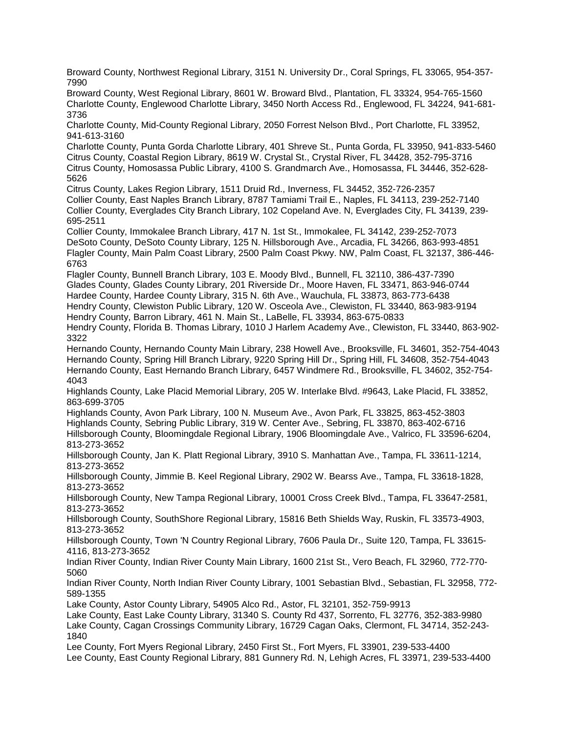Broward County, Northwest Regional Library, 3151 N. University Dr., Coral Springs, FL 33065, 954-357-7990

Broward County, West Regional Library, 8601 W. Broward Blvd., Plantation, FL 33324, 954-765-1560

Charlotte County, Englewood Charlotte Library, 3450 North Access Rd., Englewood, FL 34224, 941-681-3736

Charlotte County, Mid-County Regional Library, 2050 Forrest Nelson Blvd., Port Charlotte, FL 33952, 941-613-3160

Charlotte County, Punta Gorda Charlotte Library, 401 Shreve St., Punta Gorda, FL 33950, 941-833-5460

Citrus County, Coastal Region Library, 8619 W. Crystal St., Crystal River, FL 34428, 352-795-3716

Citrus County, Homosassa Public Library, 4100 S. Grandmarch Ave., Homosassa, FL 34446, 352-628-5626

Citrus County, Lakes Region Library, 1511 Druid Rd., Inverness, FL 34452, 352-726-2357

Collier County, East Naples Branch Library, 8787 Tamiami Trail E., Naples, FL 34113, 239-252-7140

Collier County, Everglades City Branch Library, 102 Copeland Ave. N, Everglades City, FL 34139, 239-695-2511

Collier County, Immokalee Branch Library, 417 N. 1st St., Immokalee, FL 34142, 239-252-7073

DeSoto County, DeSoto County Library, 125 N. Hillsborough Ave., Arcadia, FL 34266, 863-993-4851

Flagler County, Main Palm Coast Library, 2500 Palm Coast Pkwy. NW, Palm Coast, FL 32137, 386-446-6763

Flagler County, Bunnell Branch Library, 103 E. Moody Blvd., Bunnell, FL 32110, 386-437-7390

Glades County, Glades County Library, 201 Riverside Dr., Moore Haven, FL 33471, 863-946-0744

Hardee County, Hardee County Library, 315 N. 6th Ave., Wauchula, FL 33873, 863-773-6438

Hendry County, Clewiston Public Library, 120 W. Osceola Ave., Clewiston, FL 33440, 863-983-9194

Hendry County, Barron Library, 461 N. Main St., LaBelle, FL 33934, 863-675-0833

Hendry County, Florida B. Thomas Library, 1010 J Harlem Academy Ave., Clewiston, FL 33440, 863-902-3322

Hernando County, Hernando County Main Library, 238 Howell Ave., Brooksville, FL 34601, 352-754-4043

Hernando County, Spring Hill Branch Library, 9220 Spring Hill Dr., Spring Hill, FL 34608, 352-754-4043

Hernando County, East Hernando Branch Library, 6457 Windmere Rd., Brooksville, FL 34602, 352-754-4043

Highlands County, Lake Placid Memorial Library, 205 W. Interlake Blvd. #9643, Lake Placid, FL 33852, 863-699-3705

Highlands County, Avon Park Library, 100 N. Museum Ave., Avon Park, FL 33825, 863-452-3803

Highlands County, Sebring Public Library, 319 W. Center Ave., Sebring, FL 33870, 863-402-6716

Hillsborough County, Bloomingdale Regional Library, 1906 Bloomingdale Ave., Valrico, FL 33596-6204, 813-273-3652

Hillsborough County, Jan K. Platt Regional Library, 3910 S. Manhattan Ave., Tampa, FL 33611-1214, 813-273-3652

Hillsborough County, Jimmie B. Keel Regional Library, 2902 W. Bearss Ave., Tampa, FL 33618-1828, 813-273-3652

Hillsborough County, New Tampa Regional Library, 10001 Cross Creek Blvd., Tampa, FL 33647-2581, 813-273-3652

Hillsborough County, SouthShore Regional Library, 15816 Beth Shields Way, Ruskin, FL 33573-4903, 813-273-3652

Hillsborough County, Town 'N Country Regional Library, 7606 Paula Dr., Suite 120, Tampa, FL 33615-4116, 813-273-3652

Indian River County, Indian River County Main Library, 1600 21st St., Vero Beach, FL 32960, 772-770-5060

Indian River County, North Indian River County Library, 1001 Sebastian Blvd., Sebastian, FL 32958, 772-589-1355

Lake County, Astor County Library, 54905 Alco Rd., Astor, FL 32101, 352-759-9913

Lake County, East Lake County Library, 31340 S. County Rd 437, Sorrento, FL 32776, 352-383-9980

Lake County, Cagan Crossings Community Library, 16729 Cagan Oaks, Clermont, FL 34714, 352-243-1840

Lee County, Fort Myers Regional Library, 2450 First St., Fort Myers, FL 33901, 239-533-4400

Lee County, East County Regional Library, 881 Gunnery Rd. N, Lehigh Acres, FL 33971, 239-533-4400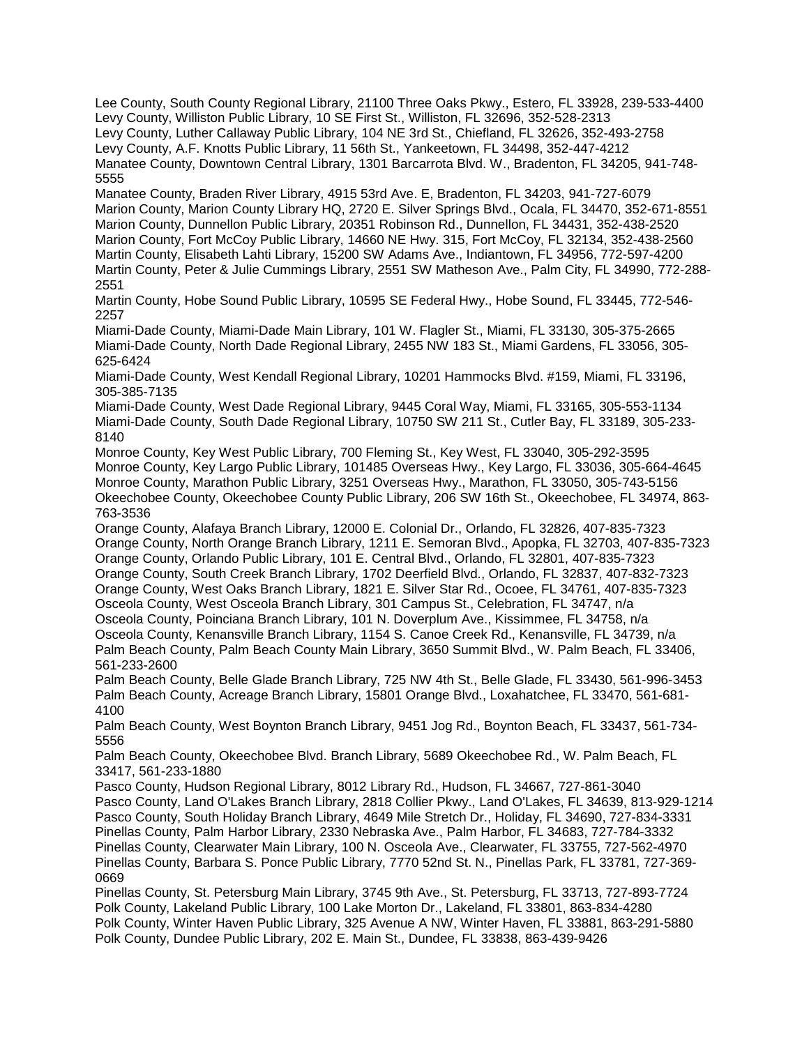Lee County, South County Regional Library, 21100 Three Oaks Pkwy., Estero, FL 33928, 239-533-4400
Levy County, Williston Public Library, 10 SE First St., Williston, FL 32696, 352-528-2313
Levy County, Luther Callaway Public Library, 104 NE 3rd St., Chiefland, FL 32626, 352-493-2758
Levy County, A.F. Knotts Public Library, 11 56th St., Yankeetown, FL 34498, 352-447-4212
Manatee County, Downtown Central Library, 1301 Barcarrota Blvd. W., Bradenton, FL 34205, 941-748-5555
Manatee County, Braden River Library, 4915 53rd Ave. E, Bradenton, FL 34203, 941-727-6079
Marion County, Marion County Library HQ, 2720 E. Silver Springs Blvd., Ocala, FL 34470, 352-671-8551
Marion County, Dunnellon Public Library, 20351 Robinson Rd., Dunnellon, FL 34431, 352-438-2520
Marion County, Fort McCoy Public Library, 14660 NE Hwy. 315, Fort McCoy, FL 32134, 352-438-2560
Martin County, Elisabeth Lahti Library, 15200 SW Adams Ave., Indiantown, FL 34956, 772-597-4200
Martin County, Peter & Julie Cummings Library, 2551 SW Matheson Ave., Palm City, FL 34990, 772-288-2551
Martin County, Hobe Sound Public Library, 10595 SE Federal Hwy., Hobe Sound, FL 33445, 772-546-2257
Miami-Dade County, Miami-Dade Main Library, 101 W. Flagler St., Miami, FL 33130, 305-375-2665
Miami-Dade County, North Dade Regional Library, 2455 NW 183 St., Miami Gardens, FL 33056, 305-625-6424
Miami-Dade County, West Kendall Regional Library, 10201 Hammocks Blvd. #159, Miami, FL 33196, 305-385-7135
Miami-Dade County, West Dade Regional Library, 9445 Coral Way, Miami, FL 33165, 305-553-1134
Miami-Dade County, South Dade Regional Library, 10750 SW 211 St., Cutler Bay, FL 33189, 305-233-8140
Monroe County, Key West Public Library, 700 Fleming St., Key West, FL 33040, 305-292-3595
Monroe County, Key Largo Public Library, 101485 Overseas Hwy., Key Largo, FL 33036, 305-664-4645
Monroe County, Marathon Public Library, 3251 Overseas Hwy., Marathon, FL 33050, 305-743-5156
Okeechobee County, Okeechobee County Public Library, 206 SW 16th St., Okeechobee, FL 34974, 863-763-3536
Orange County, Alafaya Branch Library, 12000 E. Colonial Dr., Orlando, FL 32826, 407-835-7323
Orange County, North Orange Branch Library, 1211 E. Semoran Blvd., Apopka, FL 32703, 407-835-7323
Orange County, Orlando Public Library, 101 E. Central Blvd., Orlando, FL 32801, 407-835-7323
Orange County, South Creek Branch Library, 1702 Deerfield Blvd., Orlando, FL 32837, 407-832-7323
Orange County, West Oaks Branch Library, 1821 E. Silver Star Rd., Ocoee, FL 34761, 407-835-7323
Osceola County, West Osceola Branch Library, 301 Campus St., Celebration, FL 34747, n/a
Osceola County, Poinciana Branch Library, 101 N. Doverplum Ave., Kissimmee, FL 34758, n/a
Osceola County, Kenansville Branch Library, 1154 S. Canoe Creek Rd., Kenansville, FL 34739, n/a
Palm Beach County, Palm Beach County Main Library, 3650 Summit Blvd., W. Palm Beach, FL 33406, 561-233-2600
Palm Beach County, Belle Glade Branch Library, 725 NW 4th St., Belle Glade, FL 33430, 561-996-3453
Palm Beach County, Acreage Branch Library, 15801 Orange Blvd., Loxahatchee, FL 33470, 561-681-4100
Palm Beach County, West Boynton Branch Library, 9451 Jog Rd., Boynton Beach, FL 33437, 561-734-5556
Palm Beach County, Okeechobee Blvd. Branch Library, 5689 Okeechobee Rd., W. Palm Beach, FL 33417, 561-233-1880
Pasco County, Hudson Regional Library, 8012 Library Rd., Hudson, FL 34667, 727-861-3040
Pasco County, Land O'Lakes Branch Library, 2818 Collier Pkwy., Land O'Lakes, FL 34639, 813-929-1214
Pasco County, South Holiday Branch Library, 4649 Mile Stretch Dr., Holiday, FL 34690, 727-834-3331
Pinellas County, Palm Harbor Library, 2330 Nebraska Ave., Palm Harbor, FL 34683, 727-784-3332
Pinellas County, Clearwater Main Library, 100 N. Osceola Ave., Clearwater, FL 33755, 727-562-4970
Pinellas County, Barbara S. Ponce Public Library, 7770 52nd St. N., Pinellas Park, FL 33781, 727-369-0669
Pinellas County, St. Petersburg Main Library, 3745 9th Ave., St. Petersburg, FL 33713, 727-893-7724
Polk County, Lakeland Public Library, 100 Lake Morton Dr., Lakeland, FL 33801, 863-834-4280
Polk County, Winter Haven Public Library, 325 Avenue A NW, Winter Haven, FL 33881, 863-291-5880
Polk County, Dundee Public Library, 202 E. Main St., Dundee, FL 33838, 863-439-9426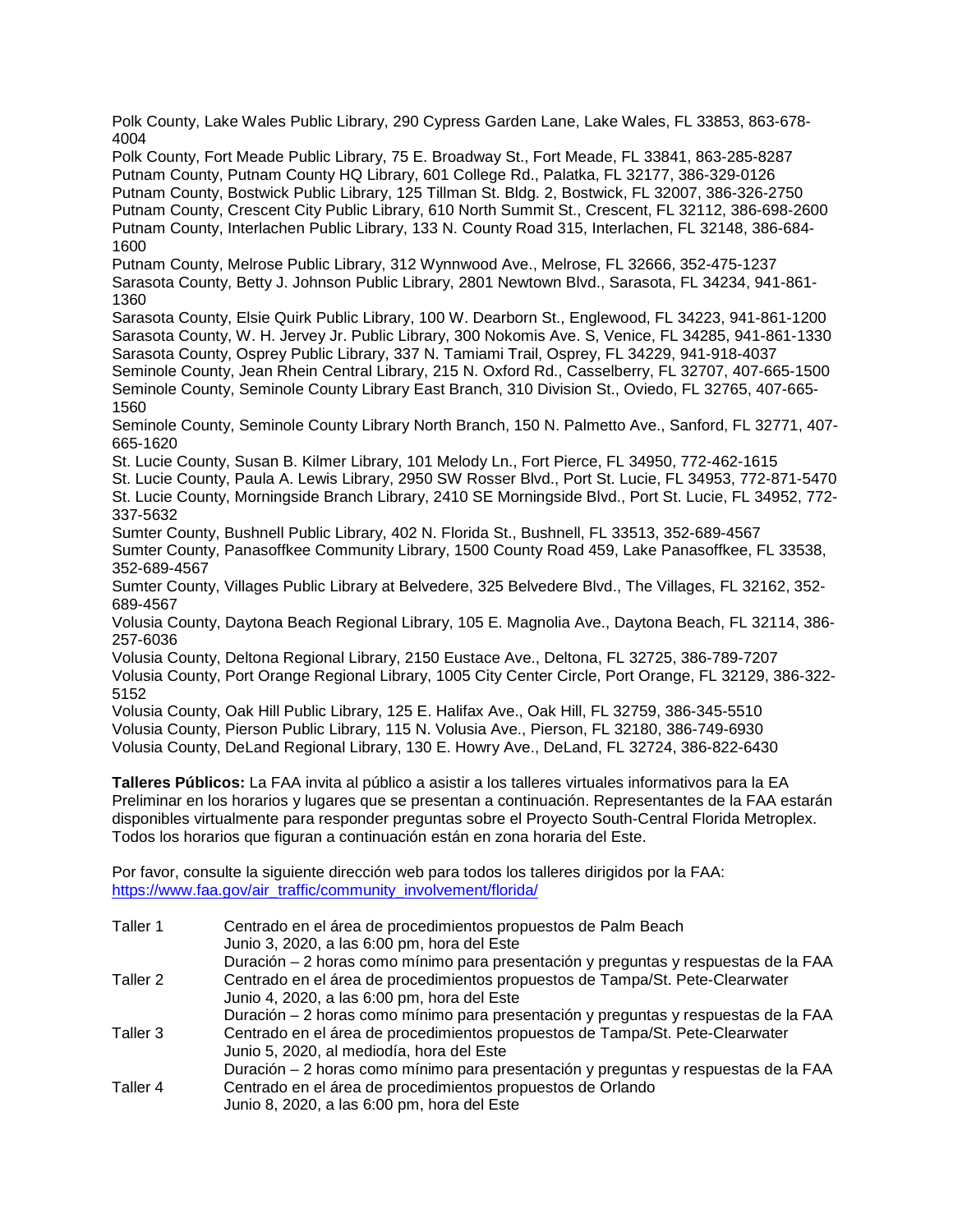Polk County, Lake Wales Public Library, 290 Cypress Garden Lane, Lake Wales, FL 33853, 863-678-4004
Polk County, Fort Meade Public Library, 75 E. Broadway St., Fort Meade, FL 33841, 863-285-8287
Putnam County, Putnam County HQ Library, 601 College Rd., Palatka, FL 32177, 386-329-0126
Putnam County, Bostwick Public Library, 125 Tillman St. Bldg. 2, Bostwick, FL 32007, 386-326-2750
Putnam County, Crescent City Public Library, 610 North Summit St., Crescent, FL 32112, 386-698-2600
Putnam County, Interlachen Public Library, 133 N. County Road 315, Interlachen, FL 32148, 386-684-1600
Putnam County, Melrose Public Library, 312 Wynnwood Ave., Melrose, FL 32666, 352-475-1237
Sarasota County, Betty J. Johnson Public Library, 2801 Newtown Blvd., Sarasota, FL 34234, 941-861-1360
Sarasota County, Elsie Quirk Public Library, 100 W. Dearborn St., Englewood, FL 34223, 941-861-1200
Sarasota County, W. H. Jervey Jr. Public Library, 300 Nokomis Ave. S, Venice, FL 34285, 941-861-1330
Sarasota County, Osprey Public Library, 337 N. Tamiami Trail, Osprey, FL 34229, 941-918-4037
Seminole County, Jean Rhein Central Library, 215 N. Oxford Rd., Casselberry, FL 32707, 407-665-1500
Seminole County, Seminole County Library East Branch, 310 Division St., Oviedo, FL 32765, 407-665-1560
Seminole County, Seminole County Library North Branch, 150 N. Palmetto Ave., Sanford, FL 32771, 407-665-1620
St. Lucie County, Susan B. Kilmer Library, 101 Melody Ln., Fort Pierce, FL 34950, 772-462-1615
St. Lucie County, Paula A. Lewis Library, 2950 SW Rosser Blvd., Port St. Lucie, FL 34953, 772-871-5470
St. Lucie County, Morningside Branch Library, 2410 SE Morningside Blvd., Port St. Lucie, FL 34952, 772-337-5632
Sumter County, Bushnell Public Library, 402 N. Florida St., Bushnell, FL 33513, 352-689-4567
Sumter County, Panasoffkee Community Library, 1500 County Road 459, Lake Panasoffkee, FL 33538, 352-689-4567
Sumter County, Villages Public Library at Belvedere, 325 Belvedere Blvd., The Villages, FL 32162, 352-689-4567
Volusia County, Daytona Beach Regional Library, 105 E. Magnolia Ave., Daytona Beach, FL 32114, 386-257-6036
Volusia County, Deltona Regional Library, 2150 Eustace Ave., Deltona, FL 32725, 386-789-7207
Volusia County, Port Orange Regional Library, 1005 City Center Circle, Port Orange, FL 32129, 386-322-5152
Volusia County, Oak Hill Public Library, 125 E. Halifax Ave., Oak Hill, FL 32759, 386-345-5510
Volusia County, Pierson Public Library, 115 N. Volusia Ave., Pierson, FL 32180, 386-749-6930
Volusia County, DeLand Regional Library, 130 E. Howry Ave., DeLand, FL 32724, 386-822-6430

**Talleres Públicos:** La FAA invita al público a asistir a los talleres virtuales informativos para la EA Preliminar en los horarios y lugares que se presentan a continuación. Representantes de la FAA estarán disponibles virtualmente para responder preguntas sobre el Proyecto South-Central Florida Metroplex. Todos los horarios que figuran a continuación están en zona horaria del Este.

Por favor, consulte la siguiente dirección web para todos los talleres dirigidos por la FAA: https://www.faa.gov/air_traffic/community_involvement/florida/

Taller 1 — Centrado en el área de procedimientos propuestos de Palm Beach
Junio 3, 2020, a las 6:00 pm, hora del Este
Duración – 2 horas como mínimo para presentación y preguntas y respuestas de la FAA

Taller 2 — Centrado en el área de procedimientos propuestos de Tampa/St. Pete-Clearwater
Junio 4, 2020, a las 6:00 pm, hora del Este
Duración – 2 horas como mínimo para presentación y preguntas y respuestas de la FAA

Taller 3 — Centrado en el área de procedimientos propuestos de Tampa/St. Pete-Clearwater
Junio 5, 2020, al mediodía, hora del Este
Duración – 2 horas como mínimo para presentación y preguntas y respuestas de la FAA

Taller 4 — Centrado en el área de procedimientos propuestos de Orlando
Junio 8, 2020, a las 6:00 pm, hora del Este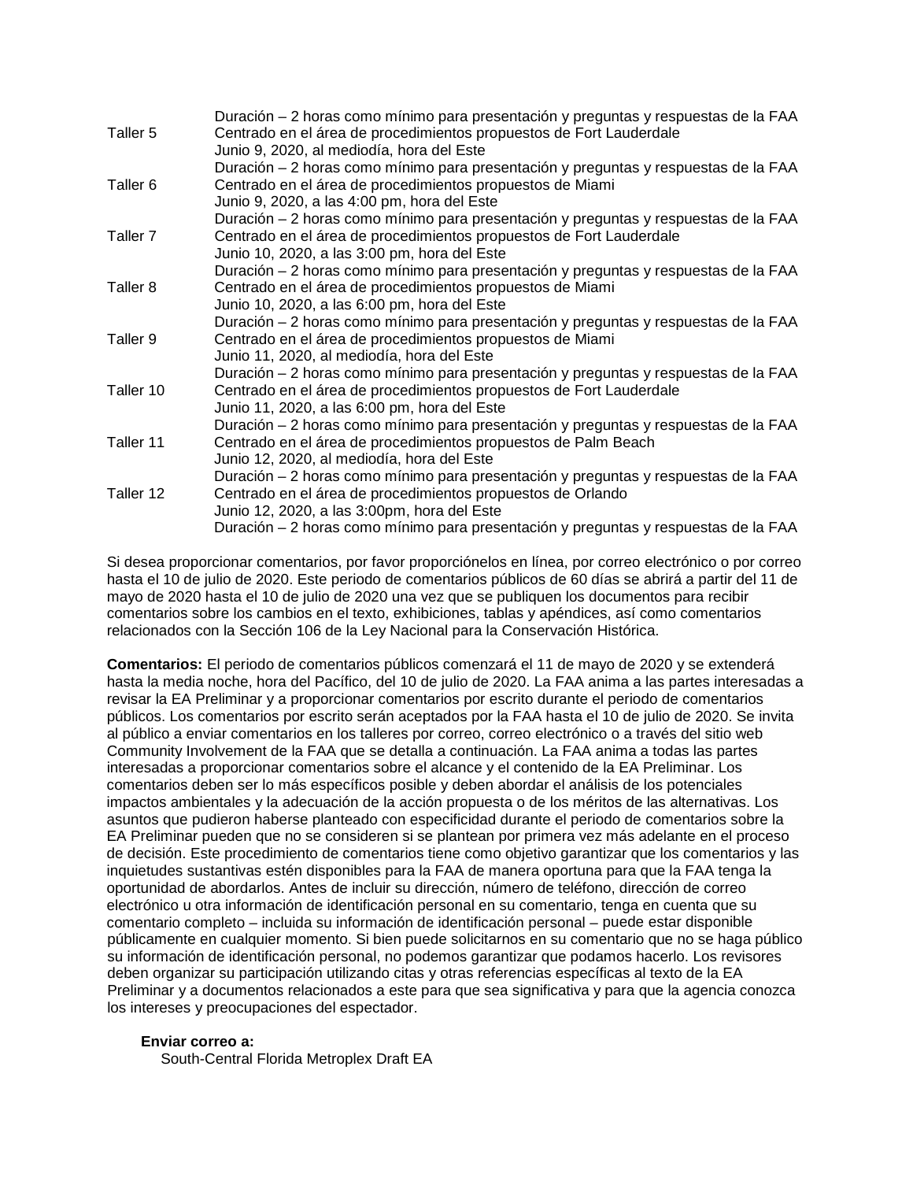| | |
|---|---|
| | Duración – 2 horas como mínimo para presentación y preguntas y respuestas de la FAA |
| Taller 5 | Centrado en el área de procedimientos propuestos de Fort Lauderdale<br>Junio 9, 2020, al mediodía, hora del Este<br>Duración – 2 horas como mínimo para presentación y preguntas y respuestas de la FAA |
| Taller 6 | Centrado en el área de procedimientos propuestos de Miami<br>Junio 9, 2020, a las 4:00 pm, hora del Este<br>Duración – 2 horas como mínimo para presentación y preguntas y respuestas de la FAA |
| Taller 7 | Centrado en el área de procedimientos propuestos de Fort Lauderdale<br>Junio 10, 2020, a las 3:00 pm, hora del Este<br>Duración – 2 horas como mínimo para presentación y preguntas y respuestas de la FAA |
| Taller 8 | Centrado en el área de procedimientos propuestos de Miami<br>Junio 10, 2020, a las 6:00 pm, hora del Este<br>Duración – 2 horas como mínimo para presentación y preguntas y respuestas de la FAA |
| Taller 9 | Centrado en el área de procedimientos propuestos de Miami<br>Junio 11, 2020, al mediodía, hora del Este<br>Duración – 2 horas como mínimo para presentación y preguntas y respuestas de la FAA |
| Taller 10 | Centrado en el área de procedimientos propuestos de Fort Lauderdale<br>Junio 11, 2020, a las 6:00 pm, hora del Este<br>Duración – 2 horas como mínimo para presentación y preguntas y respuestas de la FAA |
| Taller 11 | Centrado en el área de procedimientos propuestos de Palm Beach<br>Junio 12, 2020, al mediodía, hora del Este<br>Duración – 2 horas como mínimo para presentación y preguntas y respuestas de la FAA |
| Taller 12 | Centrado en el área de procedimientos propuestos de Orlando<br>Junio 12, 2020, a las 3:00pm, hora del Este<br>Duración – 2 horas como mínimo para presentación y preguntas y respuestas de la FAA |

Si desea proporcionar comentarios, por favor proporciónelos en línea, por correo electrónico o por correo hasta el 10 de julio de 2020. Este periodo de comentarios públicos de 60 días se abrirá a partir del 11 de mayo de 2020 hasta el 10 de julio de 2020 una vez que se publiquen los documentos para recibir comentarios sobre los cambios en el texto, exhibiciones, tablas y apéndices, así como comentarios relacionados con la Sección 106 de la Ley Nacional para la Conservación Histórica.

**Comentarios:** El periodo de comentarios públicos comenzará el 11 de mayo de 2020 y se extenderá hasta la media noche, hora del Pacífico, del 10 de julio de 2020. La FAA anima a las partes interesadas a revisar la EA Preliminar y a proporcionar comentarios por escrito durante el periodo de comentarios públicos. Los comentarios por escrito serán aceptados por la FAA hasta el 10 de julio de 2020. Se invita al público a enviar comentarios en los talleres por correo, correo electrónico o a través del sitio web Community Involvement de la FAA que se detalla a continuación. La FAA anima a todas las partes interesadas a proporcionar comentarios sobre el alcance y el contenido de la EA Preliminar. Los comentarios deben ser lo más específicos posible y deben abordar el análisis de los potenciales impactos ambientales y la adecuación de la acción propuesta o de los méritos de las alternativas. Los asuntos que pudieron haberse planteado con especificidad durante el periodo de comentarios sobre la EA Preliminar pueden que no se consideren si se plantean por primera vez más adelante en el proceso de decisión. Este procedimiento de comentarios tiene como objetivo garantizar que los comentarios y las inquietudes sustantivas estén disponibles para la FAA de manera oportuna para que la FAA tenga la oportunidad de abordarlos. Antes de incluir su dirección, número de teléfono, dirección de correo electrónico u otra información de identificación personal en su comentario, tenga en cuenta que su comentario completo – incluida su información de identificación personal – puede estar disponible públicamente en cualquier momento. Si bien puede solicitarnos en su comentario que no se haga público su información de identificación personal, no podemos garantizar que podamos hacerlo. Los revisores deben organizar su participación utilizando citas y otras referencias específicas al texto de la EA Preliminar y a documentos relacionados a este para que sea significativa y para que la agencia conozca los intereses y preocupaciones del espectador.

**Enviar correo a:**

South-Central Florida Metroplex Draft EA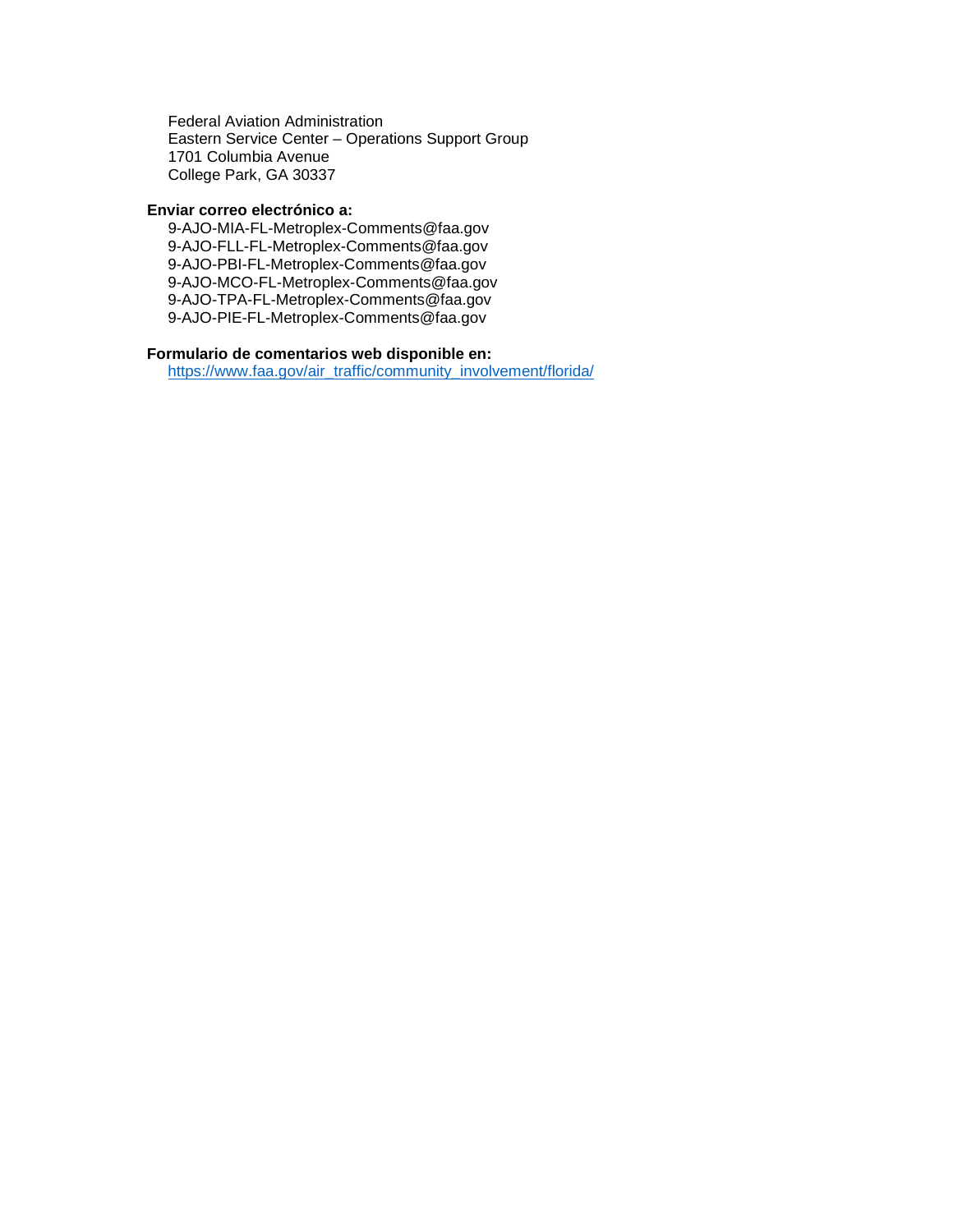Federal Aviation Administration
Eastern Service Center – Operations Support Group
1701 Columbia Avenue
College Park, GA 30337

**Enviar correo electrónico a:**

9-AJO-MIA-FL-Metroplex-Comments@faa.gov
9-AJO-FLL-FL-Metroplex-Comments@faa.gov
9-AJO-PBI-FL-Metroplex-Comments@faa.gov
9-AJO-MCO-FL-Metroplex-Comments@faa.gov
9-AJO-TPA-FL-Metroplex-Comments@faa.gov
9-AJO-PIE-FL-Metroplex-Comments@faa.gov

**Formulario de comentarios web disponible en:**

https://www.faa.gov/air_traffic/community_involvement/florida/